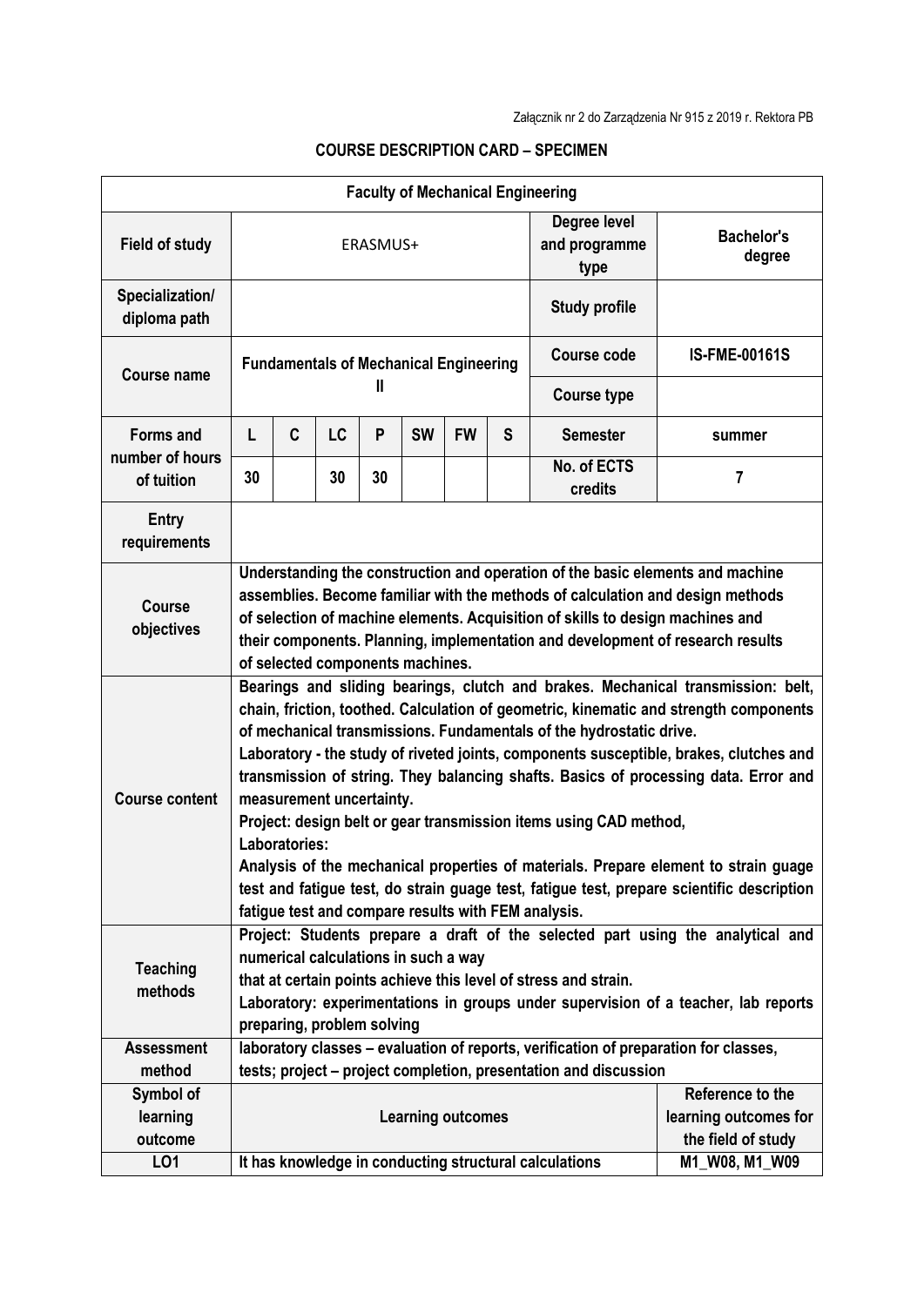Załącznik nr 2 do Zarządzenia Nr 915 z 2019 r. Rektora PB

# COURSE DESCRIPTION CARD – SPECIMEN

| **Faculty of Mechanical Engineering** | | | | | | | | | |
|---|---|---|---|---|---|---|---|---|---|
| **Field of study** | ERASMUS+ | | | | | | | **Degree level and programme type** | **Bachelor's degree** |
| **Specialization/ diploma path** | | | | | | | | **Study profile** | |
| **Course name** | **Fundamentals of Mechanical Engineering II** | | | | | | | **Course code** | **IS-FME-00161S** |
| | | | | | | | | **Course type** | |
| **Forms and number of hours of tuition** | **L** | **C** | **LC** | **P** | **SW** | **FW** | **S** | **Semester** | **summer** |
| | **30** | | **30** | **30** | | | | **No. of ECTS credits** | **7** |
| **Entry requirements** | | | | | | | | | |
| **Course objectives** | **Understanding the construction and operation of the basic elements and machine assemblies. Become familiar with the methods of calculation and design methods of selection of machine elements. Acquisition of skills to design machines and their components. Planning, implementation and development of research results of selected components machines.** | | | | | | | | |
| **Course content** | **Bearings and sliding bearings, clutch and brakes. Mechanical transmission: belt, chain, friction, toothed. Calculation of geometric, kinematic and strength components of mechanical transmissions. Fundamentals of the hydrostatic drive.**<br>**Laboratory - the study of riveted joints, components susceptible, brakes, clutches and transmission of string. They balancing shafts. Basics of processing data. Error and measurement uncertainty.**<br>**Project: design belt or gear transmission items using CAD method,**<br>**Laboratories:**<br>**Analysis of the mechanical properties of materials. Prepare element to strain guage test and fatigue test, do strain guage test, fatigue test, prepare scientific description fatigue test and compare results with FEM analysis.** | | | | | | | | |
| **Teaching methods** | **Project: Students prepare a draft of the selected part using the analytical and numerical calculations in such a way that at certain points achieve this level of stress and strain.**<br>**Laboratory: experimentations in groups under supervision of a teacher, lab reports preparing, problem solving** | | | | | | | | |
| **Assessment method** | **laboratory classes – evaluation of reports, verification of preparation for classes, tests; project – project completion, presentation and discussion** | | | | | | | | |
| **Symbol of learning outcome** | **Learning outcomes** | | | | | | | | **Reference to the learning outcomes for the field of study** |
| **LO1** | **It has knowledge in conducting structural calculations** | | | | | | | | **M1_W08, M1_W09** |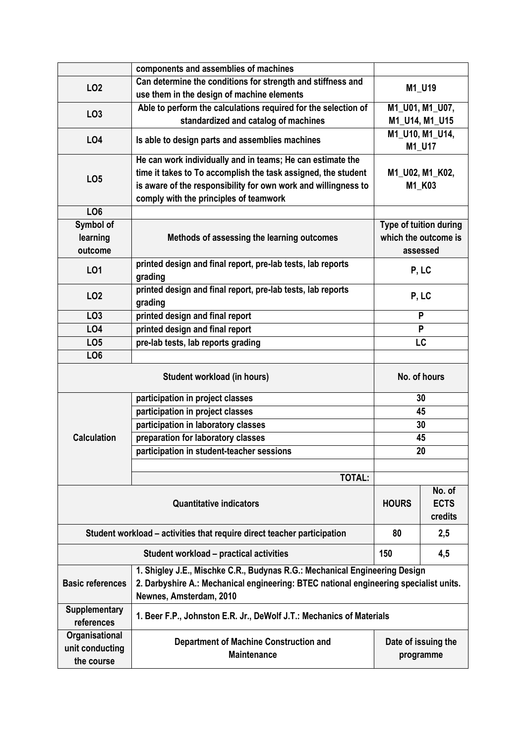|  | components and assemblies of machines |  |  |
|---|---|---|---|
| LO2 | Can determine the conditions for strength and stiffness and use them in the design of machine elements | M1_U19 |  |
| LO3 | Able to perform the calculations required for the selection of standardized and catalog of machines | M1_U01, M1_U07, M1_U14, M1_U15 |  |
| LO4 | Is able to design parts and assemblies machines | M1_U10, M1_U14, M1_U17 |  |
| LO5 | He can work individually and in teams; He can estimate the time it takes to To accomplish the task assigned, the student is aware of the responsibility for own work and willingness to comply with the principles of teamwork | M1_U02, M1_K02, M1_K03 |  |
| LO6 |  |  |  |
| Symbol of learning outcome | Methods of assessing the learning outcomes | Type of tuition during which the outcome is assessed |  |
| LO1 | printed design and final report, pre-lab tests, lab reports grading | P, LC |  |
| LO2 | printed design and final report, pre-lab tests, lab reports grading | P, LC |  |
| LO3 | printed design and final report | P |  |
| LO4 | printed design and final report | P |  |
| LO5 | pre-lab tests, lab reports grading | LC |  |
| LO6 |  |  |  |
| Student workload (in hours) |  | No. of hours |  |
| Calculation | participation in project classes | 30 |  |
|  | participation in project classes | 45 |  |
|  | participation in laboratory classes | 30 |  |
|  | preparation for laboratory classes | 45 |  |
|  | participation in student-teacher sessions | 20 |  |
|  |  |  |  |
|  | TOTAL: |  |  |
| Quantitative indicators |  | HOURS | No. of ECTS credits |
| Student workload – activities that require direct teacher participation |  | 80 | 2,5 |
| Student workload – practical activities |  | 150 | 4,5 |
| Basic references | 1. Shigley J.E., Mischke C.R., Budynas R.G.: Mechanical Engineering Design<br>2. Darbyshire A.: Mechanical engineering: BTEC national engineering specialist units. Newnes, Amsterdam, 2010 |  |  |
| Supplementary references | 1. Beer F.P., Johnston E.R. Jr., DeWolf J.T.: Mechanics of Materials |  |  |
| Organisational unit conducting the course | Department of Machine Construction and Maintenance | Date of issuing the programme |  |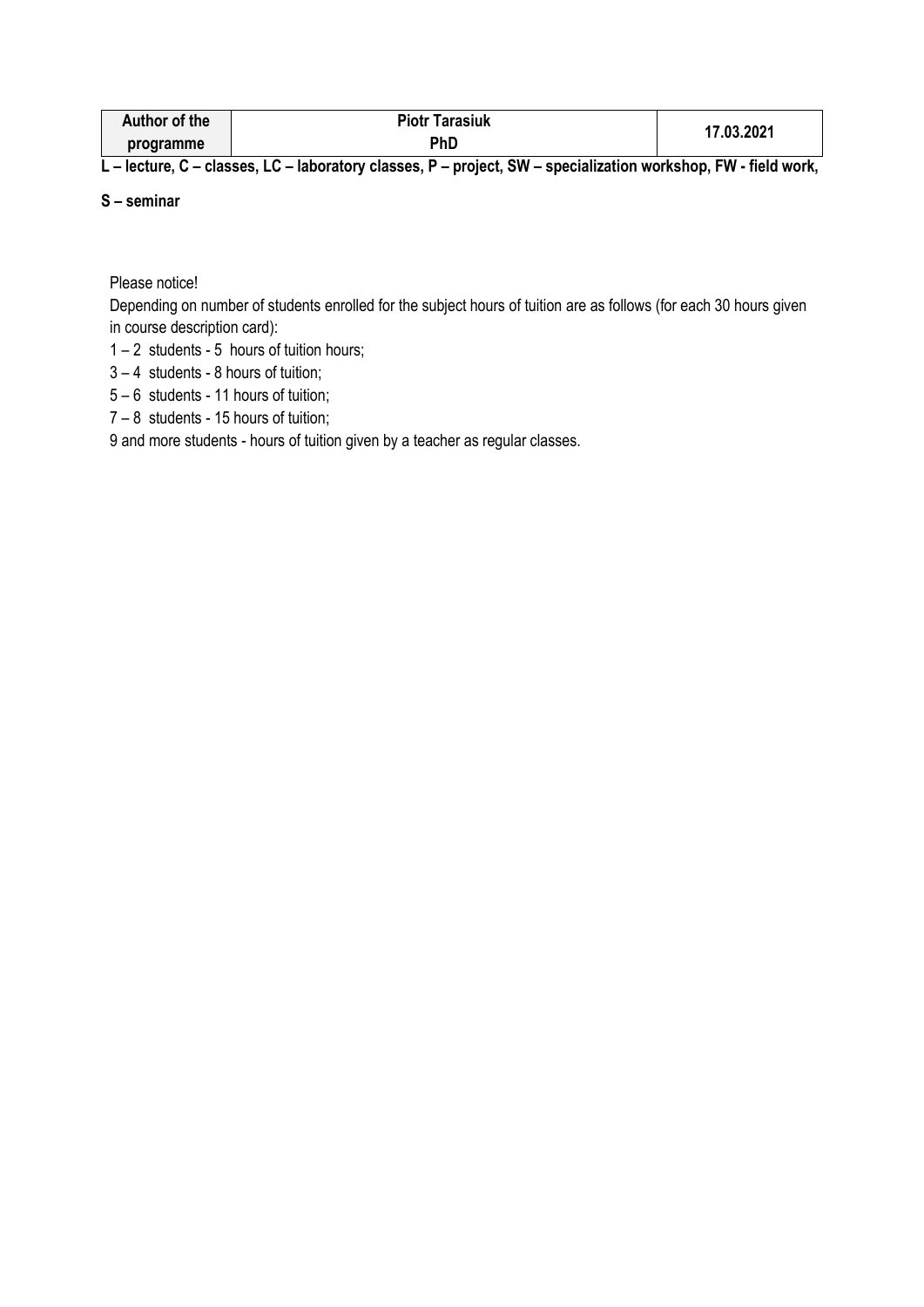| | | |
|---|---|---|
| **Author of the programme** | **Piotr Tarasiuk PhD** | **17.03.2021** |

**L – lecture, C – classes, LC – laboratory classes, P – project, SW – specialization workshop, FW - field work, S – seminar**

Please notice!

Depending on number of students enrolled for the subject hours of tuition are as follows (for each 30 hours given in course description card):

1 – 2 students - 5 hours of tuition hours;

3 – 4 students - 8 hours of tuition;

5 – 6 students - 11 hours of tuition;

7 – 8 students - 15 hours of tuition;

9 and more students - hours of tuition given by a teacher as regular classes.